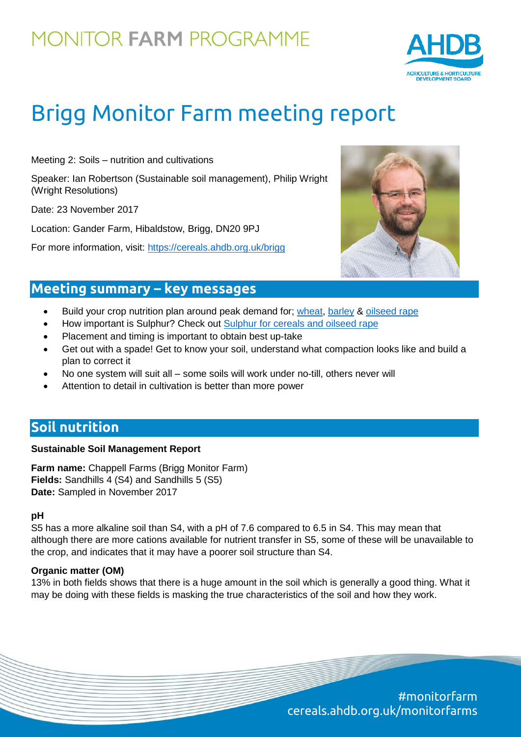MONITOR **FARM** PROGRAMME

# Brigg Monitor Farm meeting report

Meeting 2: Soils – nutrition and cultivations

Speaker: Ian Robertson (Sustainable soil management), Philip Wright (Wright Resolutions)

Date: 23 November 2017

Location: Gander Farm, Hibaldstow, Brigg, DN20 9PJ

For more information, visit: https://cereals.ahdb.org.uk/brigg

## Meeting summary – key messages

- Build your crop nutrition plan around peak demand for; wheat, barley & oilseed rape
- How important is Sulphur? Check out Sulphur for cereals and oilseed rape
- Placement and timing is important to obtain best up-take
- Get out with a spade! Get to know your soil, understand what compaction looks like and build a plan to correct it
- No one system will suit all – some soils will work under no-till, others never will
- Attention to detail in cultivation is better than more power

## Soil nutrition

**Sustainable Soil Management Report**

**Farm name:** Chappell Farms (Brigg Monitor Farm)
**Fields:** Sandhills 4 (S4) and Sandhills 5 (S5)
**Date:** Sampled in November 2017

**pH**

S5 has a more alkaline soil than S4, with a pH of 7.6 compared to 6.5 in S4. This may mean that although there are more cations available for nutrient transfer in S5, some of these will be unavailable to the crop, and indicates that it may have a poorer soil structure than S4.

**Organic matter (OM)**

13% in both fields shows that there is a huge amount in the soil which is generally a good thing. What it may be doing with these fields is masking the true characteristics of the soil and how they work.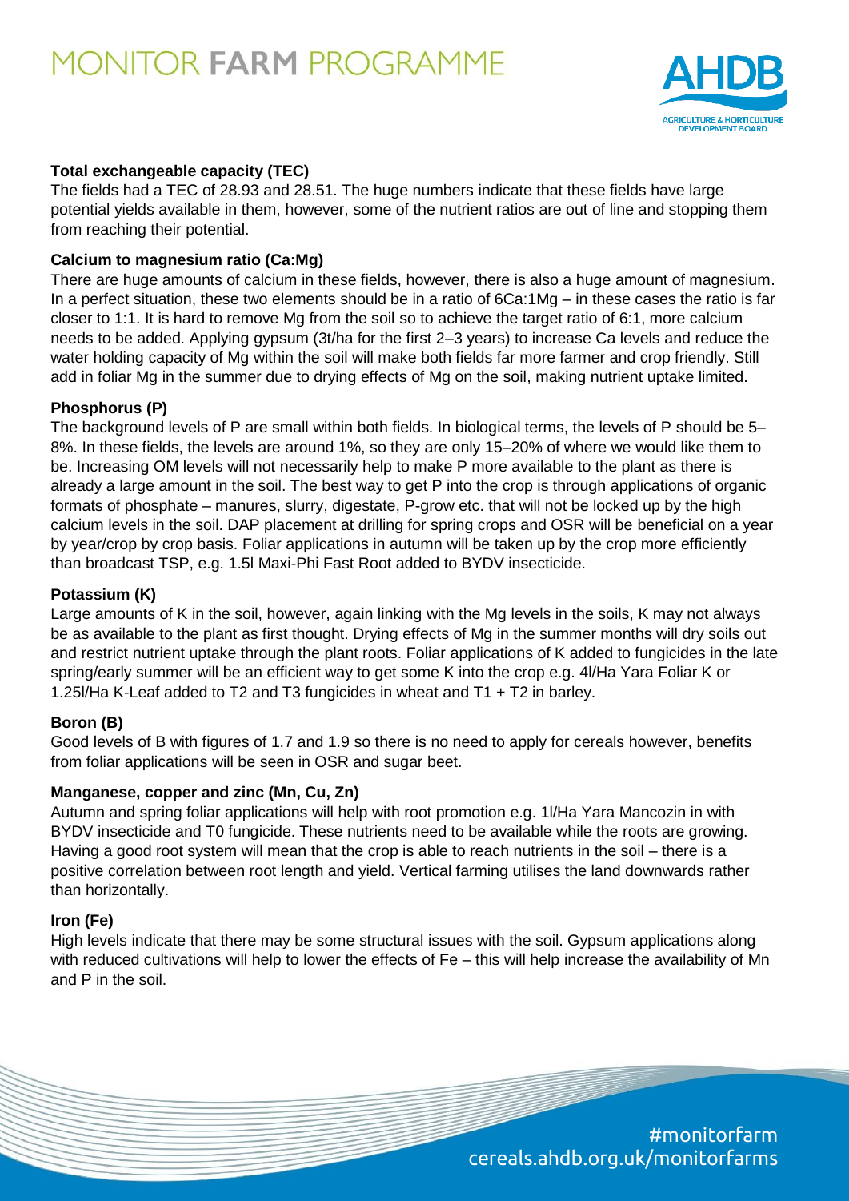**Total exchangeable capacity (TEC)**

The fields had a TEC of 28.93 and 28.51. The huge numbers indicate that these fields have large potential yields available in them, however, some of the nutrient ratios are out of line and stopping them from reaching their potential.

**Calcium to magnesium ratio (Ca:Mg)**

There are huge amounts of calcium in these fields, however, there is also a huge amount of magnesium. In a perfect situation, these two elements should be in a ratio of 6Ca:1Mg – in these cases the ratio is far closer to 1:1. It is hard to remove Mg from the soil so to achieve the target ratio of 6:1, more calcium needs to be added. Applying gypsum (3t/ha for the first 2–3 years) to increase Ca levels and reduce the water holding capacity of Mg within the soil will make both fields far more farmer and crop friendly. Still add in foliar Mg in the summer due to drying effects of Mg on the soil, making nutrient uptake limited.

**Phosphorus (P)**

The background levels of P are small within both fields. In biological terms, the levels of P should be 5–8%. In these fields, the levels are around 1%, so they are only 15–20% of where we would like them to be. Increasing OM levels will not necessarily help to make P more available to the plant as there is already a large amount in the soil. The best way to get P into the crop is through applications of organic formats of phosphate – manures, slurry, digestate, P-grow etc. that will not be locked up by the high calcium levels in the soil. DAP placement at drilling for spring crops and OSR will be beneficial on a year by year/crop by crop basis. Foliar applications in autumn will be taken up by the crop more efficiently than broadcast TSP, e.g. 1.5l Maxi-Phi Fast Root added to BYDV insecticide.

**Potassium (K)**

Large amounts of K in the soil, however, again linking with the Mg levels in the soils, K may not always be as available to the plant as first thought. Drying effects of Mg in the summer months will dry soils out and restrict nutrient uptake through the plant roots. Foliar applications of K added to fungicides in the late spring/early summer will be an efficient way to get some K into the crop e.g. 4l/Ha Yara Foliar K or 1.25l/Ha K-Leaf added to T2 and T3 fungicides in wheat and T1 + T2 in barley.

**Boron (B)**

Good levels of B with figures of 1.7 and 1.9 so there is no need to apply for cereals however, benefits from foliar applications will be seen in OSR and sugar beet.

**Manganese, copper and zinc (Mn, Cu, Zn)**

Autumn and spring foliar applications will help with root promotion e.g. 1l/Ha Yara Mancozin in with BYDV insecticide and T0 fungicide. These nutrients need to be available while the roots are growing. Having a good root system will mean that the crop is able to reach nutrients in the soil – there is a positive correlation between root length and yield. Vertical farming utilises the land downwards rather than horizontally.

**Iron (Fe)**

High levels indicate that there may be some structural issues with the soil. Gypsum applications along with reduced cultivations will help to lower the effects of Fe – this will help increase the availability of Mn and P in the soil.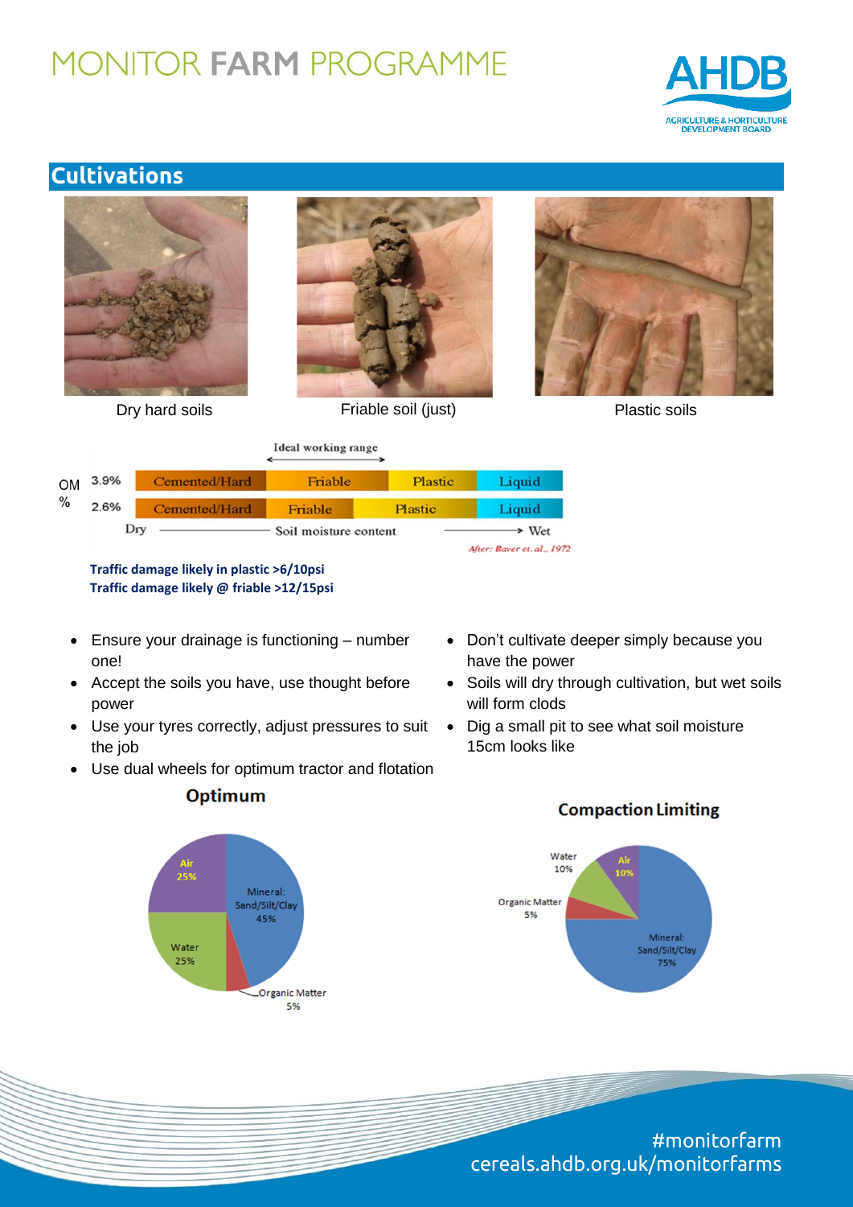# MONITOR FARM PROGRAMME

## Cultivations

Dry hard soils

Friable soil (just)

Plastic soils

Ideal working range

| OM % | | | | |
|---|---|---|---|---|
| 3.9% | Cemented/Hard | Friable | Plastic | Liquid |
| 2.6% | Cemented/Hard | Friable | Plastic | Liquid |

Dry ——— Soil moisture content ———→ Wet

*After: Baver et. al., 1972*

**Traffic damage likely in plastic >6/10psi**
**Traffic damage likely @ friable >12/15psi**

- Ensure your drainage is functioning – number one!
- Accept the soils you have, use thought before power
- Use your tyres correctly, adjust pressures to suit the job
- Use dual wheels for optimum tractor and flotation
- Don't cultivate deeper simply because you have the power
- Soils will dry through cultivation, but wet soils will form clods
- Dig a small pit to see what soil moisture 15cm looks like

**Optimum**

- Mineral: Sand/Silt/Clay 45%
- Air 25%
- Water 25%
- Organic Matter 5%

**Compaction Limiting**

- Mineral: Sand/Silt/Clay 75%
- Water 10%
- Air 10%
- Organic Matter 5%

#monitorfarm
cereals.ahdb.org.uk/monitorfarms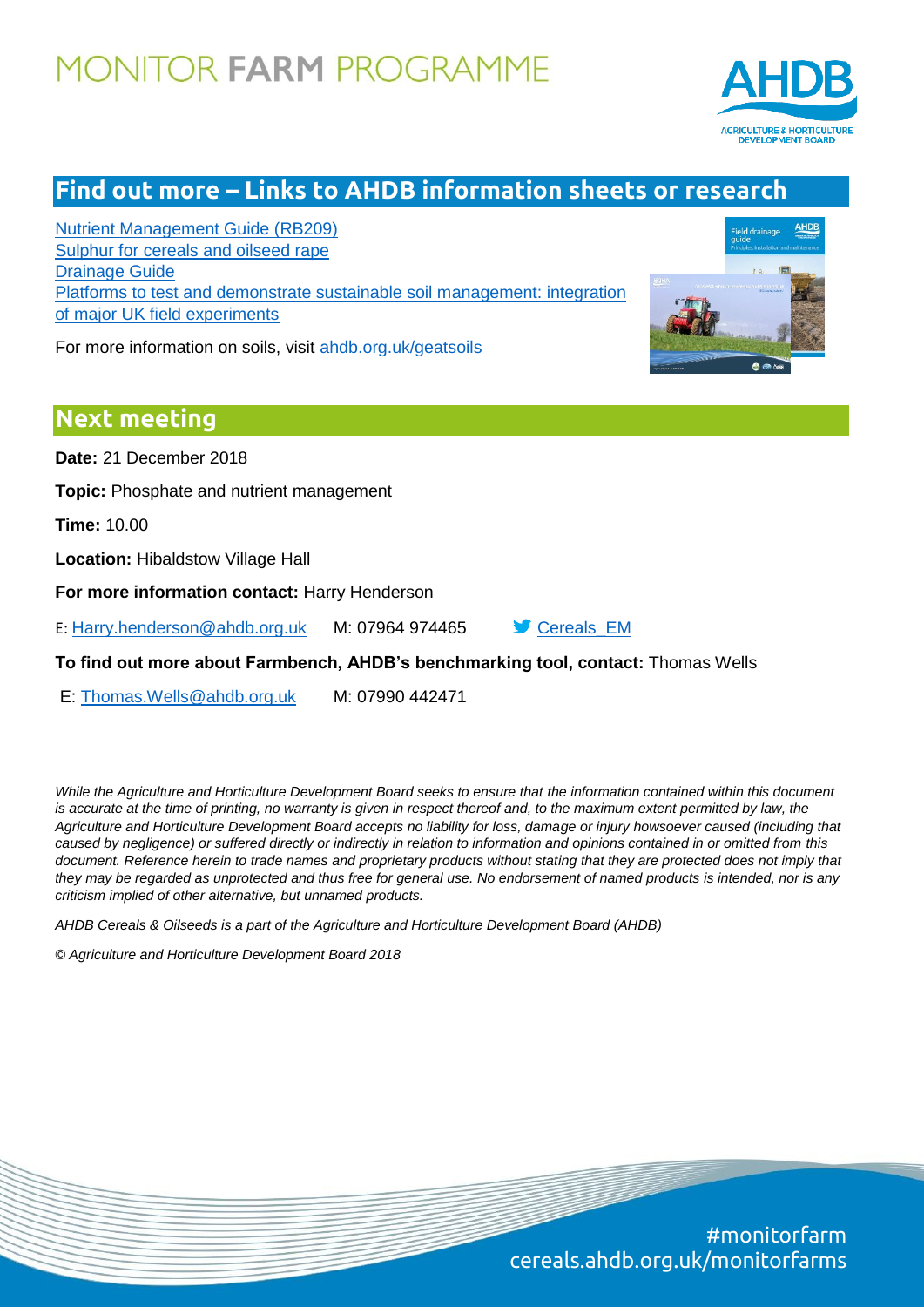# MONITOR FARM PROGRAMME

## Find out more – Links to AHDB information sheets or research

Nutrient Management Guide (RB209)
Sulphur for cereals and oilseed rape
Drainage Guide
Platforms to test and demonstrate sustainable soil management: integration of major UK field experiments

For more information on soils, visit ahdb.org.uk/greatsoils

## Next meeting

**Date:** 21 December 2018

**Topic:** Phosphate and nutrient management

**Time:** 10.00

**Location:** Hibaldstow Village Hall

**For more information contact:** Harry Henderson

E: Harry.henderson@ahdb.org.uk  M: 07964 974465  Cereals_EM

**To find out more about Farmbench, AHDB's benchmarking tool, contact:** Thomas Wells

E: Thomas.Wells@ahdb.org.uk  M: 07990 442471

*While the Agriculture and Horticulture Development Board seeks to ensure that the information contained within this document is accurate at the time of printing, no warranty is given in respect thereof and, to the maximum extent permitted by law, the Agriculture and Horticulture Development Board accepts no liability for loss, damage or injury howsoever caused (including that caused by negligence) or suffered directly or indirectly in relation to information and opinions contained in or omitted from this document. Reference herein to trade names and proprietary products without stating that they are protected does not imply that they may be regarded as unprotected and thus free for general use. No endorsement of named products is intended, nor is any criticism implied of other alternative, but unnamed products.*

*AHDB Cereals & Oilseeds is a part of the Agriculture and Horticulture Development Board (AHDB)*

*© Agriculture and Horticulture Development Board 2018*

#monitorfarm
cereals.ahdb.org.uk/monitorfarms